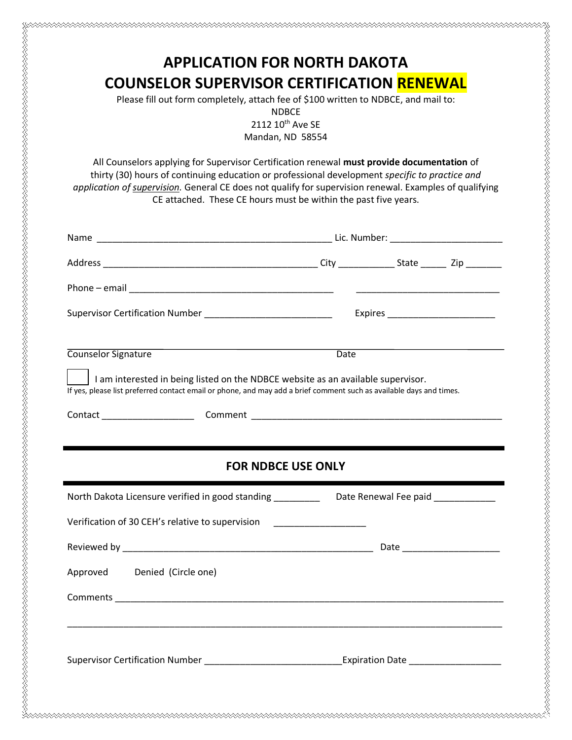# APPLICATION FOR NORTH DAKOTA COUNSELOR SUPERVISOR CERTIFICATION RENEWAL

Please fill out form completely, attach fee of $100 written to NDBCE, and mail to:

NDBCE
2112 10th Ave SE
Mandan, ND 58554

All Counselors applying for Supervisor Certification renewal **must provide documentation** of thirty (30) hours of continuing education or professional development *specific to practice and application of supervision.* General CE does not qualify for supervision renewal. Examples of qualifying CE attached. These CE hours must be within the past five years.

Name _______________________________________________ Lic. Number: ______________________

Address __________________________________________ City ___________ State _____ Zip _______

Phone – email _________________________________________ ____________________________

Supervisor Certification Number _________________________ Expires _____________________

Counselor Signature ____________________________________ Date ____________________

☐ I am interested in being listed on the NDBCE website as an available supervisor.

If yes, please list preferred contact email or phone, and may add a brief comment such as available days and times.

Contact __________________ Comment ________________________________________________

## FOR NDBCE USE ONLY

North Dakota Licensure verified in good standing _________ Date Renewal Fee paid ____________

Verification of 30 CEH's relative to supervision __________________

Reviewed by _________________________________________________ Date ___________________

Approved Denied (Circle one)

Comments ____________________________________________________________________________

______________________________________________________________________________________

Supervisor Certification Number ___________________________ Expiration Date __________________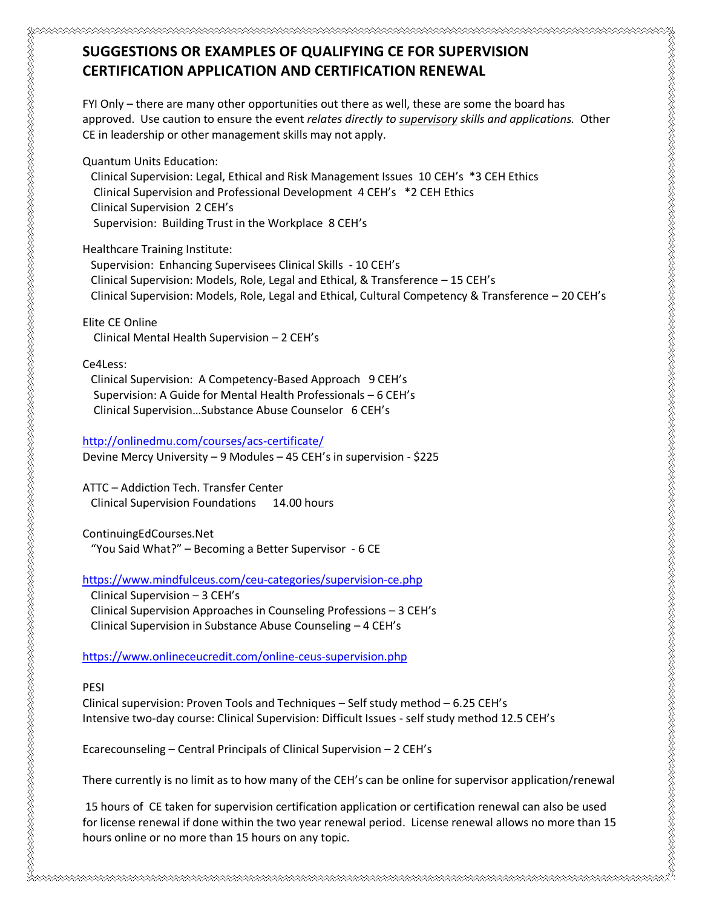# SUGGESTIONS OR EXAMPLES OF QUALIFYING CE FOR SUPERVISION CERTIFICATION APPLICATION AND CERTIFICATION RENEWAL

FYI Only – there are many other opportunities out there as well, these are some the board has approved. Use caution to ensure the event *relates directly to supervisory skills and applications.* Other CE in leadership or other management skills may not apply.

Quantum Units Education:
- Clinical Supervision: Legal, Ethical and Risk Management Issues 10 CEH's *3 CEH Ethics
- Clinical Supervision and Professional Development 4 CEH's *2 CEH Ethics
- Clinical Supervision 2 CEH's
- Supervision: Building Trust in the Workplace 8 CEH's

Healthcare Training Institute:
- Supervision: Enhancing Supervisees Clinical Skills - 10 CEH's
- Clinical Supervision: Models, Role, Legal and Ethical, & Transference – 15 CEH's
- Clinical Supervision: Models, Role, Legal and Ethical, Cultural Competency & Transference – 20 CEH's

Elite CE Online
- Clinical Mental Health Supervision – 2 CEH's

Ce4Less:
- Clinical Supervision: A Competency-Based Approach 9 CEH's
- Supervision: A Guide for Mental Health Professionals – 6 CEH's
- Clinical Supervision…Substance Abuse Counselor 6 CEH's

[http://onlinedmu.com/courses/acs-certificate/](http://onlinedmu.com/courses/acs-certificate/)
Devine Mercy University – 9 Modules – 45 CEH's in supervision - $225

ATTC – Addiction Tech. Transfer Center
- Clinical Supervision Foundations 14.00 hours

ContinuingEdCourses.Net
- "You Said What?" – Becoming a Better Supervisor - 6 CE

[https://www.mindfulceus.com/ceu-categories/supervision-ce.php](https://www.mindfulceus.com/ceu-categories/supervision-ce.php)
- Clinical Supervision – 3 CEH's
- Clinical Supervision Approaches in Counseling Professions – 3 CEH's
- Clinical Supervision in Substance Abuse Counseling – 4 CEH's

[https://www.onlineceucredit.com/online-ceus-supervision.php](https://www.onlineceucredit.com/online-ceus-supervision.php)

PESI
Clinical supervision: Proven Tools and Techniques – Self study method – 6.25 CEH's
Intensive two-day course: Clinical Supervision: Difficult Issues - self study method 12.5 CEH's

Ecarecounseling – Central Principals of Clinical Supervision – 2 CEH's

There currently is no limit as to how many of the CEH's can be online for supervisor application/renewal

15 hours of CE taken for supervision certification application or certification renewal can also be used for license renewal if done within the two year renewal period. License renewal allows no more than 15 hours online or no more than 15 hours on any topic.